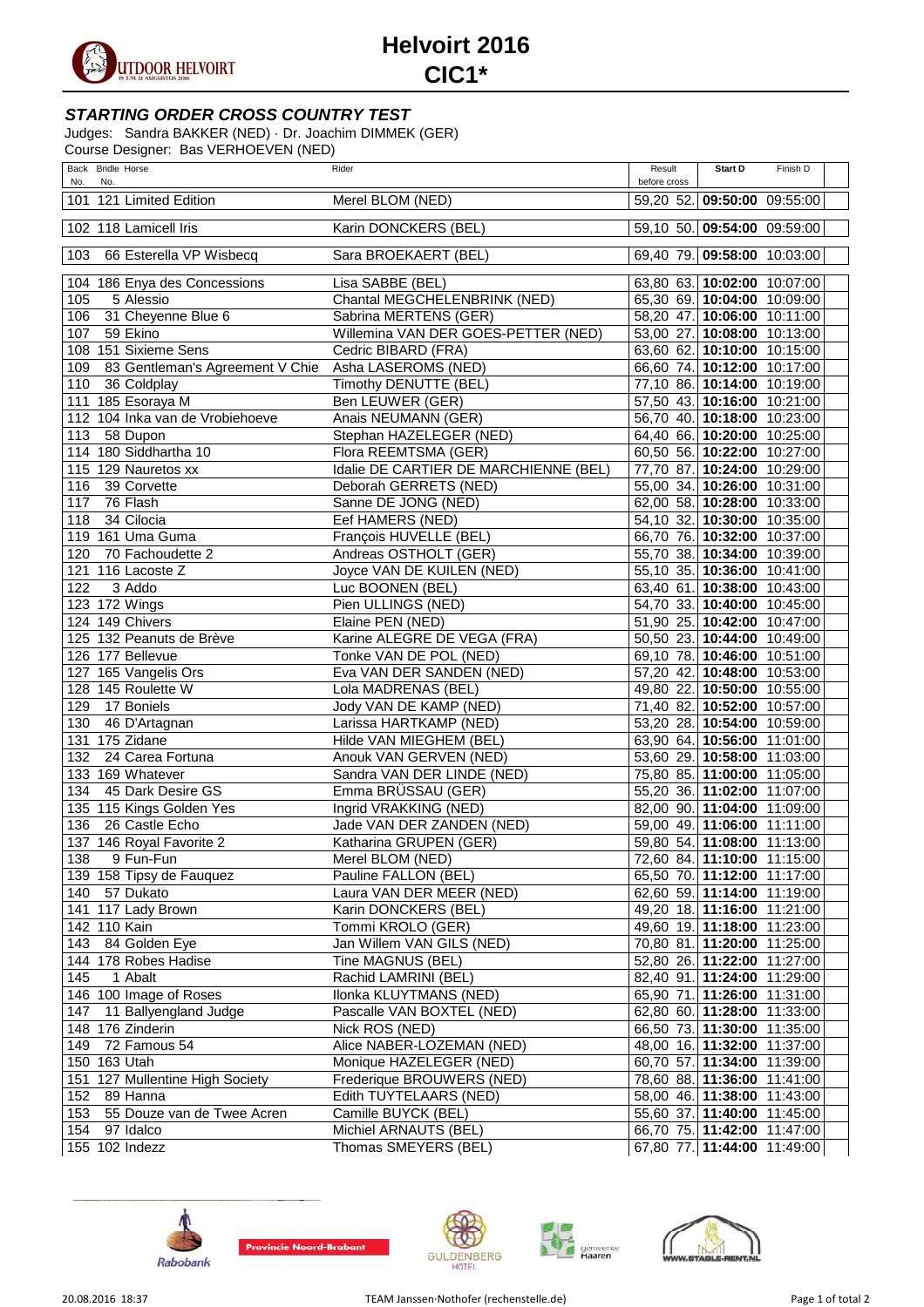# Helvoirt 2016
# CIC1*

### *STARTING ORDER CROSS COUNTRY TEST*

Judges: Sandra BAKKER (NED) · Dr. Joachim DIMMEK (GER)
Course Designer: Bas VERHOEVEN (NED)

| Back No. | Bridle No. | Horse | Rider | Result before cross | | Start D | Finish D |
|---|---|---|---|---|---|---|---|
| 101 | 121 | Limited Edition | Merel BLOM (NED) | 59,20 | 52. | **09:50:00** | 09:55:00 |
| 102 | 118 | Lamicell Iris | Karin DONCKERS (BEL) | 59,10 | 50. | **09:54:00** | 09:59:00 |
| 103 | 66 | Esterella VP Wisbecq | Sara BROEKAERT (BEL) | 69,40 | 79. | **09:58:00** | 10:03:00 |
| 104 | 186 | Enya des Concessions | Lisa SABBE (BEL) | 63,80 | 63. | **10:02:00** | 10:07:00 |
| 105 | 5 | Alessio | Chantal MEGCHELENBRINK (NED) | 65,30 | 69. | **10:04:00** | 10:09:00 |
| 106 | 31 | Cheyenne Blue 6 | Sabrina MERTENS (GER) | 58,20 | 47. | **10:06:00** | 10:11:00 |
| 107 | 59 | Ekino | Willemina VAN DER GOES-PETTER (NED) | 53,00 | 27. | **10:08:00** | 10:13:00 |
| 108 | 151 | Sixieme Sens | Cedric BIBARD (FRA) | 63,60 | 62. | **10:10:00** | 10:15:00 |
| 109 | 83 | Gentleman's Agreement V Chie | Asha LASEROMS (NED) | 66,60 | 74. | **10:12:00** | 10:17:00 |
| 110 | 36 | Coldplay | Timothy DENUTTE (BEL) | 77,10 | 86. | **10:14:00** | 10:19:00 |
| 111 | 185 | Esoraya M | Ben LEUWER (GER) | 57,50 | 43. | **10:16:00** | 10:21:00 |
| 112 | 104 | Inka van de Vrobiehoeve | Anais NEUMANN (GER) | 56,70 | 40. | **10:18:00** | 10:23:00 |
| 113 | 58 | Dupon | Stephan HAZELEGER (NED) | 64,40 | 66. | **10:20:00** | 10:25:00 |
| 114 | 180 | Siddhartha 10 | Flora REEMTSMA (GER) | 60,50 | 56. | **10:22:00** | 10:27:00 |
| 115 | 129 | Nauretos xx | Idalie DE CARTIER DE MARCHIENNE (BEL) | 77,70 | 87. | **10:24:00** | 10:29:00 |
| 116 | 39 | Corvette | Deborah GERRETS (NED) | 55,00 | 34. | **10:26:00** | 10:31:00 |
| 117 | 76 | Flash | Sanne DE JONG (NED) | 62,00 | 58. | **10:28:00** | 10:33:00 |
| 118 | 34 | Cilocia | Eef HAMERS (NED) | 54,10 | 32. | **10:30:00** | 10:35:00 |
| 119 | 161 | Uma Guma | François HUVELLE (BEL) | 66,70 | 76. | **10:32:00** | 10:37:00 |
| 120 | 70 | Fachoudette 2 | Andreas OSTHOLT (GER) | 55,70 | 38. | **10:34:00** | 10:39:00 |
| 121 | 116 | Lacoste Z | Joyce VAN DE KUILEN (NED) | 55,10 | 35. | **10:36:00** | 10:41:00 |
| 122 | 3 | Addo | Luc BOONEN (BEL) | 63,40 | 61. | **10:38:00** | 10:43:00 |
| 123 | 172 | Wings | Pien ULLINGS (NED) | 54,70 | 33. | **10:40:00** | 10:45:00 |
| 124 | 149 | Chivers | Elaine PEN (NED) | 51,90 | 25. | **10:42:00** | 10:47:00 |
| 125 | 132 | Peanuts de Brève | Karine ALEGRE DE VEGA (FRA) | 50,50 | 23. | **10:44:00** | 10:49:00 |
| 126 | 177 | Bellevue | Tonke VAN DE POL (NED) | 69,10 | 78. | **10:46:00** | 10:51:00 |
| 127 | 165 | Vangelis Ors | Eva VAN DER SANDEN (NED) | 57,20 | 42. | **10:48:00** | 10:53:00 |
| 128 | 145 | Roulette W | Lola MADRENAS (BEL) | 49,80 | 22. | **10:50:00** | 10:55:00 |
| 129 | 17 | Boniels | Jody VAN DE KAMP (NED) | 71,40 | 82. | **10:52:00** | 10:57:00 |
| 130 | 46 | D'Artagnan | Larissa HARTKAMP (NED) | 53,20 | 28. | **10:54:00** | 10:59:00 |
| 131 | 175 | Zidane | Hilde VAN MIEGHEM (BEL) | 63,90 | 64. | **10:56:00** | 11:01:00 |
| 132 | 24 | Carea Fortuna | Anouk VAN GERVEN (NED) | 53,60 | 29. | **10:58:00** | 11:03:00 |
| 133 | 169 | Whatever | Sandra VAN DER LINDE (NED) | 75,80 | 85. | **11:00:00** | 11:05:00 |
| 134 | 45 | Dark Desire GS | Emma BRÜSSAU (GER) | 55,20 | 36. | **11:02:00** | 11:07:00 |
| 135 | 115 | Kings Golden Yes | Ingrid VRAKKING (NED) | 82,00 | 90. | **11:04:00** | 11:09:00 |
| 136 | 26 | Castle Echo | Jade VAN DER ZANDEN (NED) | 59,00 | 49. | **11:06:00** | 11:11:00 |
| 137 | 146 | Royal Favorite 2 | Katharina GRUPEN (GER) | 59,80 | 54. | **11:08:00** | 11:13:00 |
| 138 | 9 | Fun-Fun | Merel BLOM (NED) | 72,60 | 84. | **11:10:00** | 11:15:00 |
| 139 | 158 | Tipsy de Fauquez | Pauline FALLON (BEL) | 65,50 | 70. | **11:12:00** | 11:17:00 |
| 140 | 57 | Dukato | Laura VAN DER MEER (NED) | 62,60 | 59. | **11:14:00** | 11:19:00 |
| 141 | 117 | Lady Brown | Karin DONCKERS (BEL) | 49,20 | 18. | **11:16:00** | 11:21:00 |
| 142 | 110 | Kain | Tommi KROLO (GER) | 49,60 | 19. | **11:18:00** | 11:23:00 |
| 143 | 84 | Golden Eye | Jan Willem VAN GILS (NED) | 70,80 | 81. | **11:20:00** | 11:25:00 |
| 144 | 178 | Robes Hadise | Tine MAGNUS (BEL) | 52,80 | 26. | **11:22:00** | 11:27:00 |
| 145 | 1 | Abalt | Rachid LAMRINI (BEL) | 82,40 | 91. | **11:24:00** | 11:29:00 |
| 146 | 100 | Image of Roses | Ilonka KLUYTMANS (NED) | 65,90 | 71. | **11:26:00** | 11:31:00 |
| 147 | 11 | Ballyengland Judge | Pascalle VAN BOXTEL (NED) | 62,80 | 60. | **11:28:00** | 11:33:00 |
| 148 | 176 | Zinderin | Nick ROS (NED) | 66,50 | 73. | **11:30:00** | 11:35:00 |
| 149 | 72 | Famous 54 | Alice NABER-LOZEMAN (NED) | 48,00 | 16. | **11:32:00** | 11:37:00 |
| 150 | 163 | Utah | Monique HAZELEGER (NED) | 60,70 | 57. | **11:34:00** | 11:39:00 |
| 151 | 127 | Mullentine High Society | Frederique BROUWERS (NED) | 78,60 | 88. | **11:36:00** | 11:41:00 |
| 152 | 89 | Hanna | Edith TUYTELAARS (NED) | 58,00 | 46. | **11:38:00** | 11:43:00 |
| 153 | 55 | Douze van de Twee Acren | Camille BUYCK (BEL) | 55,60 | 37. | **11:40:00** | 11:45:00 |
| 154 | 97 | Idalco | Michiel ARNAUTS (BEL) | 66,70 | 75. | **11:42:00** | 11:47:00 |
| 155 | 102 | Indezz | Thomas SMEYERS (BEL) | 67,80 | 77. | **11:44:00** | 11:49:00 |

20.08.2016 18:37 TEAM Janssen·Nothofer (rechenstelle.de)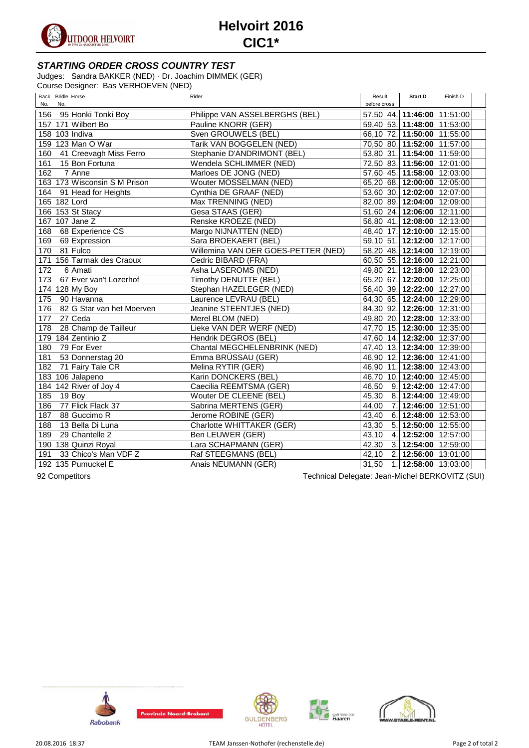# Helvoirt 2016

# CIC1*

### STARTING ORDER CROSS COUNTRY TEST

Judges: Sandra BAKKER (NED) · Dr. Joachim DIMMEK (GER)
Course Designer: Bas VERHOEVEN (NED)

| Back No. | Bridle No. | Horse | Rider | Result before cross | | Start D | Finish D |
|---|---|---|---|---|---|---|---|
| 156 | 95 | Honki Tonki Boy | Philippe VAN ASSELBERGHS (BEL) | 57,50 | 44. | **11:46:00** | 11:51:00 |
| 157 | 171 | Wilbert Bo | Pauline KNORR (GER) | 59,40 | 53. | **11:48:00** | 11:53:00 |
| 158 | 103 | Indiva | Sven GROUWELS (BEL) | 66,10 | 72. | **11:50:00** | 11:55:00 |
| 159 | 123 | Man O War | Tarik VAN BOGGELEN (NED) | 70,50 | 80. | **11:52:00** | 11:57:00 |
| 160 | 41 | Creevagh Miss Ferro | Stephanie D'ANDRIMONT (BEL) | 53,80 | 31. | **11:54:00** | 11:59:00 |
| 161 | 15 | Bon Fortuna | Wendela SCHLIMMER (NED) | 72,50 | 83. | **11:56:00** | 12:01:00 |
| 162 | 7 | Anne | Marloes DE JONG (NED) | 57,60 | 45. | **11:58:00** | 12:03:00 |
| 163 | 173 | Wisconsin S M Prison | Wouter MOSSELMAN (NED) | 65,20 | 68. | **12:00:00** | 12:05:00 |
| 164 | 91 | Head for Heights | Cynthia DE GRAAF (NED) | 53,60 | 30. | **12:02:00** | 12:07:00 |
| 165 | 182 | Lord | Max TRENNING (NED) | 82,00 | 89. | **12:04:00** | 12:09:00 |
| 166 | 153 | St Stacy | Gesa STAAS (GER) | 51,60 | 24. | **12:06:00** | 12:11:00 |
| 167 | 107 | Jane Z | Renske KROEZE (NED) | 56,80 | 41. | **12:08:00** | 12:13:00 |
| 168 | 68 | Experience CS | Margo NIJNATTEN (NED) | 48,40 | 17. | **12:10:00** | 12:15:00 |
| 169 | 69 | Expression | Sara BROEKAERT (BEL) | 59,10 | 51. | **12:12:00** | 12:17:00 |
| 170 | 81 | Fulco | Willemina VAN DER GOES-PETTER (NED) | 58,20 | 48. | **12:14:00** | 12:19:00 |
| 171 | 156 | Tarmak des Craoux | Cedric BIBARD (FRA) | 60,50 | 55. | **12:16:00** | 12:21:00 |
| 172 | 6 | Amati | Asha LASEROMS (NED) | 49,80 | 21. | **12:18:00** | 12:23:00 |
| 173 | 67 | Ever van't Lozerhof | Timothy DENUTTE (BEL) | 65,20 | 67. | **12:20:00** | 12:25:00 |
| 174 | 128 | My Boy | Stephan HAZELEGER (NED) | 56,40 | 39. | **12:22:00** | 12:27:00 |
| 175 | 90 | Havanna | Laurence LEVRAU (BEL) | 64,30 | 65. | **12:24:00** | 12:29:00 |
| 176 | 82 | G Star van het Moerven | Jeanine STEENTJES (NED) | 84,30 | 92. | **12:26:00** | 12:31:00 |
| 177 | 27 | Ceda | Merel BLOM (NED) | 49,80 | 20. | **12:28:00** | 12:33:00 |
| 178 | 28 | Champ de Tailleur | Lieke VAN DER WERF (NED) | 47,70 | 15. | **12:30:00** | 12:35:00 |
| 179 | 184 | Zentinio Z | Hendrik DEGROS (BEL) | 47,60 | 14. | **12:32:00** | 12:37:00 |
| 180 | 79 | For Ever | Chantal MEGCHELENBRINK (NED) | 47,40 | 13. | **12:34:00** | 12:39:00 |
| 181 | 53 | Donnerstag 20 | Emma BRÜSSAU (GER) | 46,90 | 12. | **12:36:00** | 12:41:00 |
| 182 | 71 | Fairy Tale CR | Melina RYTIR (GER) | 46,90 | 11. | **12:38:00** | 12:43:00 |
| 183 | 106 | Jalapeno | Karin DONCKERS (BEL) | 46,70 | 10. | **12:40:00** | 12:45:00 |
| 184 | 142 | River of Joy 4 | Caecilia REEMTSMA (GER) | 46,50 | 9. | **12:42:00** | 12:47:00 |
| 185 | 19 | Boy | Wouter DE CLEENE (BEL) | 45,30 | 8. | **12:44:00** | 12:49:00 |
| 186 | 77 | Flick Flack 37 | Sabrina MERTENS (GER) | 44,00 | 7. | **12:46:00** | 12:51:00 |
| 187 | 88 | Guccimo R | Jerome ROBINE (GER) | 43,40 | 6. | **12:48:00** | 12:53:00 |
| 188 | 13 | Bella Di Luna | Charlotte WHITTAKER (GER) | 43,30 | 5. | **12:50:00** | 12:55:00 |
| 189 | 29 | Chantelle 2 | Ben LEUWER (GER) | 43,10 | 4. | **12:52:00** | 12:57:00 |
| 190 | 138 | Quinzi Royal | Lara SCHAPMANN (GER) | 42,30 | 3. | **12:54:00** | 12:59:00 |
| 191 | 33 | Chico's Man VDF Z | Raf STEEGMANS (BEL) | 42,10 | 2. | **12:56:00** | 13:01:00 |
| 192 | 135 | Pumuckel E | Anais NEUMANN (GER) | 31,50 | 1. | **12:58:00** | 13:03:00 |

92 Competitors

Technical Delegate: Jean-Michel BERKOVITZ (SUI)

20.08.2016 18:37 TEAM Janssen·Nothofer (rechenstelle.de)